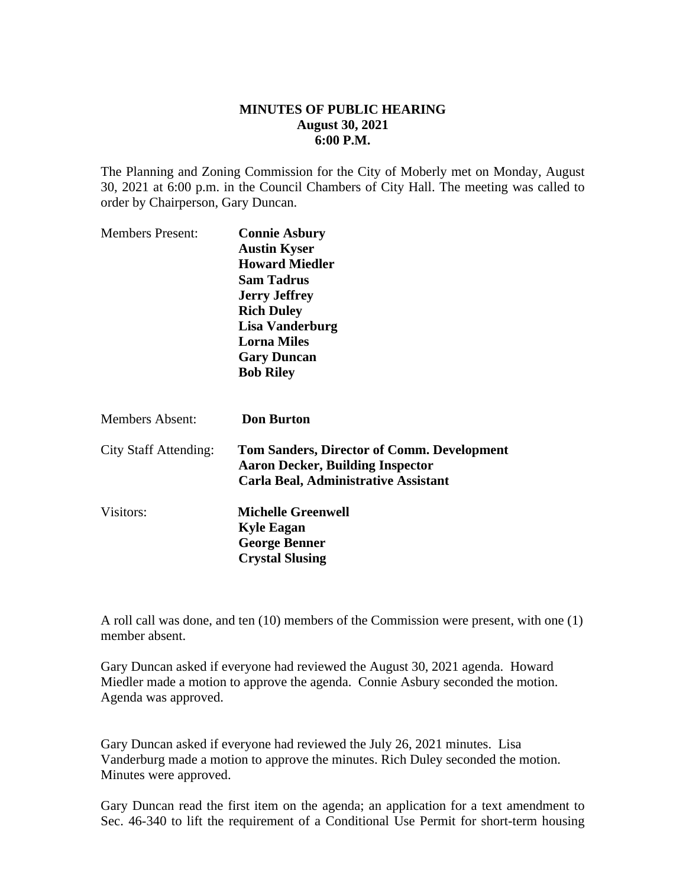**MINUTES OF PUBLIC HEARING**
**August 30, 2021**
**6:00 P.M.**

The Planning and Zoning Commission for the City of Moberly met on Monday, August 30, 2021 at 6:00 p.m. in the Council Chambers of City Hall. The meeting was called to order by Chairperson, Gary Duncan.

Members Present: **Connie Asbury**
**Austin Kyser**
**Howard Miedler**
**Sam Tadrus**
**Jerry Jeffrey**
**Rich Duley**
**Lisa Vanderburg**
**Lorna Miles**
**Gary Duncan**
**Bob Riley**

Members Absent: **Don Burton**

City Staff Attending: **Tom Sanders, Director of Comm. Development**
**Aaron Decker, Building Inspector**
**Carla Beal, Administrative Assistant**

Visitors: **Michelle Greenwell**
**Kyle Eagan**
**George Benner**
**Crystal Slusing**

A roll call was done, and ten (10) members of the Commission were present, with one (1) member absent.

Gary Duncan asked if everyone had reviewed the August 30, 2021 agenda. Howard Miedler made a motion to approve the agenda. Connie Asbury seconded the motion. Agenda was approved.

Gary Duncan asked if everyone had reviewed the July 26, 2021 minutes. Lisa Vanderburg made a motion to approve the minutes. Rich Duley seconded the motion. Minutes were approved.

Gary Duncan read the first item on the agenda; an application for a text amendment to Sec. 46-340 to lift the requirement of a Conditional Use Permit for short-term housing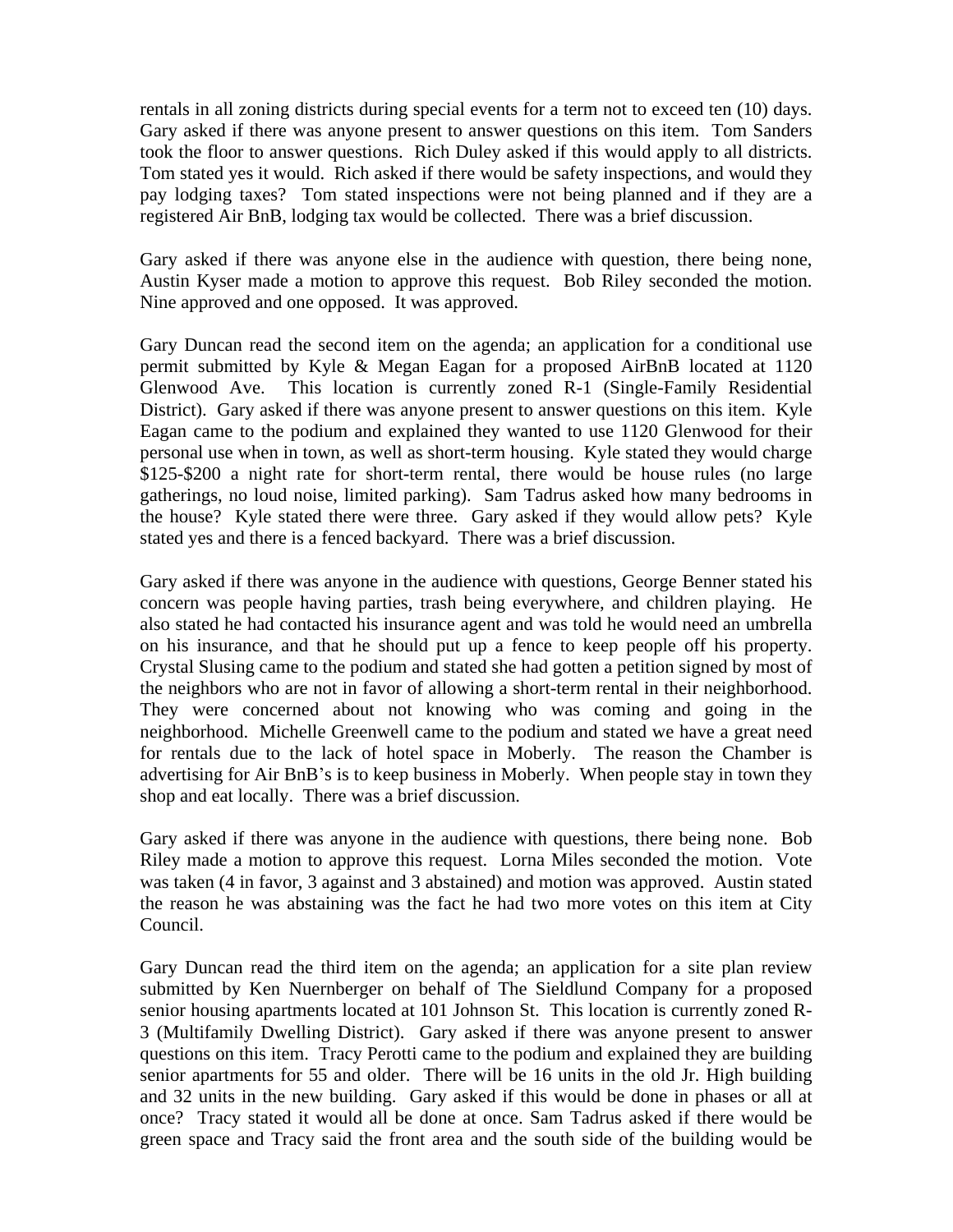rentals in all zoning districts during special events for a term not to exceed ten (10) days. Gary asked if there was anyone present to answer questions on this item. Tom Sanders took the floor to answer questions. Rich Duley asked if this would apply to all districts. Tom stated yes it would. Rich asked if there would be safety inspections, and would they pay lodging taxes? Tom stated inspections were not being planned and if they are a registered Air BnB, lodging tax would be collected. There was a brief discussion.

Gary asked if there was anyone else in the audience with question, there being none, Austin Kyser made a motion to approve this request. Bob Riley seconded the motion. Nine approved and one opposed. It was approved.

Gary Duncan read the second item on the agenda; an application for a conditional use permit submitted by Kyle & Megan Eagan for a proposed AirBnB located at 1120 Glenwood Ave. This location is currently zoned R-1 (Single-Family Residential District). Gary asked if there was anyone present to answer questions on this item. Kyle Eagan came to the podium and explained they wanted to use 1120 Glenwood for their personal use when in town, as well as short-term housing. Kyle stated they would charge $125-$200 a night rate for short-term rental, there would be house rules (no large gatherings, no loud noise, limited parking). Sam Tadrus asked how many bedrooms in the house? Kyle stated there were three. Gary asked if they would allow pets? Kyle stated yes and there is a fenced backyard. There was a brief discussion.

Gary asked if there was anyone in the audience with questions, George Benner stated his concern was people having parties, trash being everywhere, and children playing. He also stated he had contacted his insurance agent and was told he would need an umbrella on his insurance, and that he should put up a fence to keep people off his property. Crystal Slusing came to the podium and stated she had gotten a petition signed by most of the neighbors who are not in favor of allowing a short-term rental in their neighborhood. They were concerned about not knowing who was coming and going in the neighborhood. Michelle Greenwell came to the podium and stated we have a great need for rentals due to the lack of hotel space in Moberly. The reason the Chamber is advertising for Air BnB's is to keep business in Moberly. When people stay in town they shop and eat locally. There was a brief discussion.

Gary asked if there was anyone in the audience with questions, there being none. Bob Riley made a motion to approve this request. Lorna Miles seconded the motion. Vote was taken (4 in favor, 3 against and 3 abstained) and motion was approved. Austin stated the reason he was abstaining was the fact he had two more votes on this item at City Council.

Gary Duncan read the third item on the agenda; an application for a site plan review submitted by Ken Nuernberger on behalf of The Sieldlund Company for a proposed senior housing apartments located at 101 Johnson St. This location is currently zoned R-3 (Multifamily Dwelling District). Gary asked if there was anyone present to answer questions on this item. Tracy Perotti came to the podium and explained they are building senior apartments for 55 and older. There will be 16 units in the old Jr. High building and 32 units in the new building. Gary asked if this would be done in phases or all at once? Tracy stated it would all be done at once. Sam Tadrus asked if there would be green space and Tracy said the front area and the south side of the building would be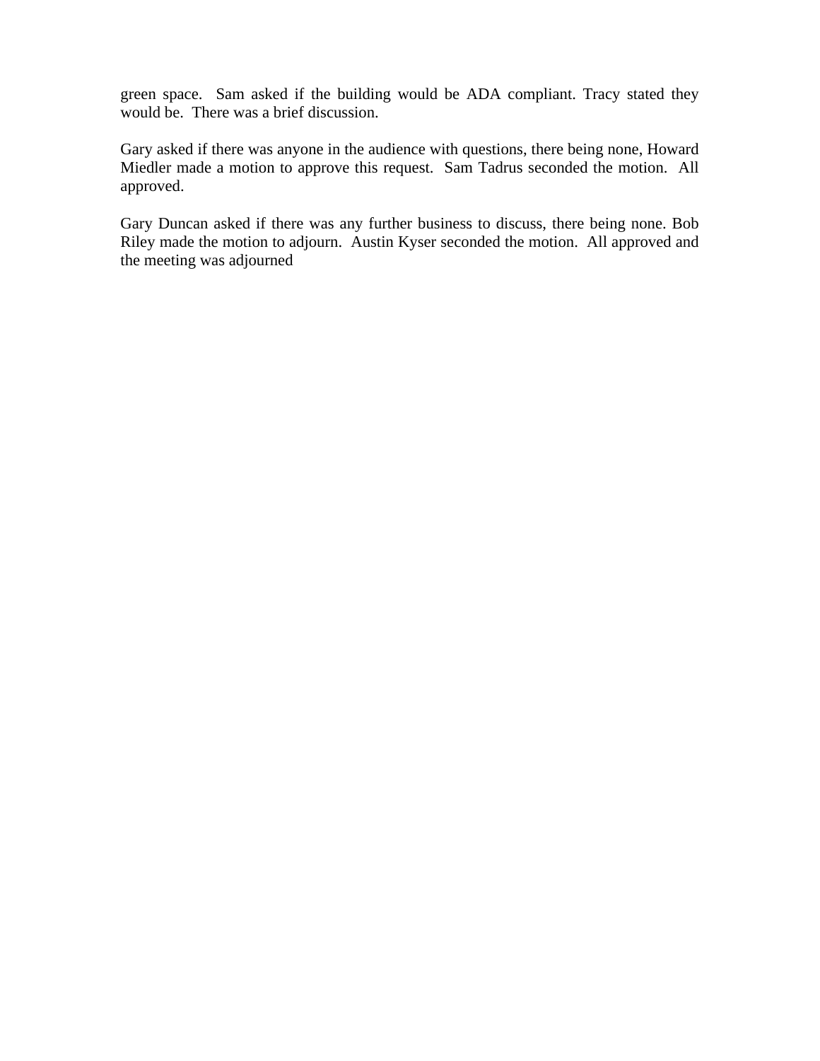green space. Sam asked if the building would be ADA compliant. Tracy stated they would be. There was a brief discussion.

Gary asked if there was anyone in the audience with questions, there being none, Howard Miedler made a motion to approve this request. Sam Tadrus seconded the motion. All approved.

Gary Duncan asked if there was any further business to discuss, there being none. Bob Riley made the motion to adjourn. Austin Kyser seconded the motion. All approved and the meeting was adjourned